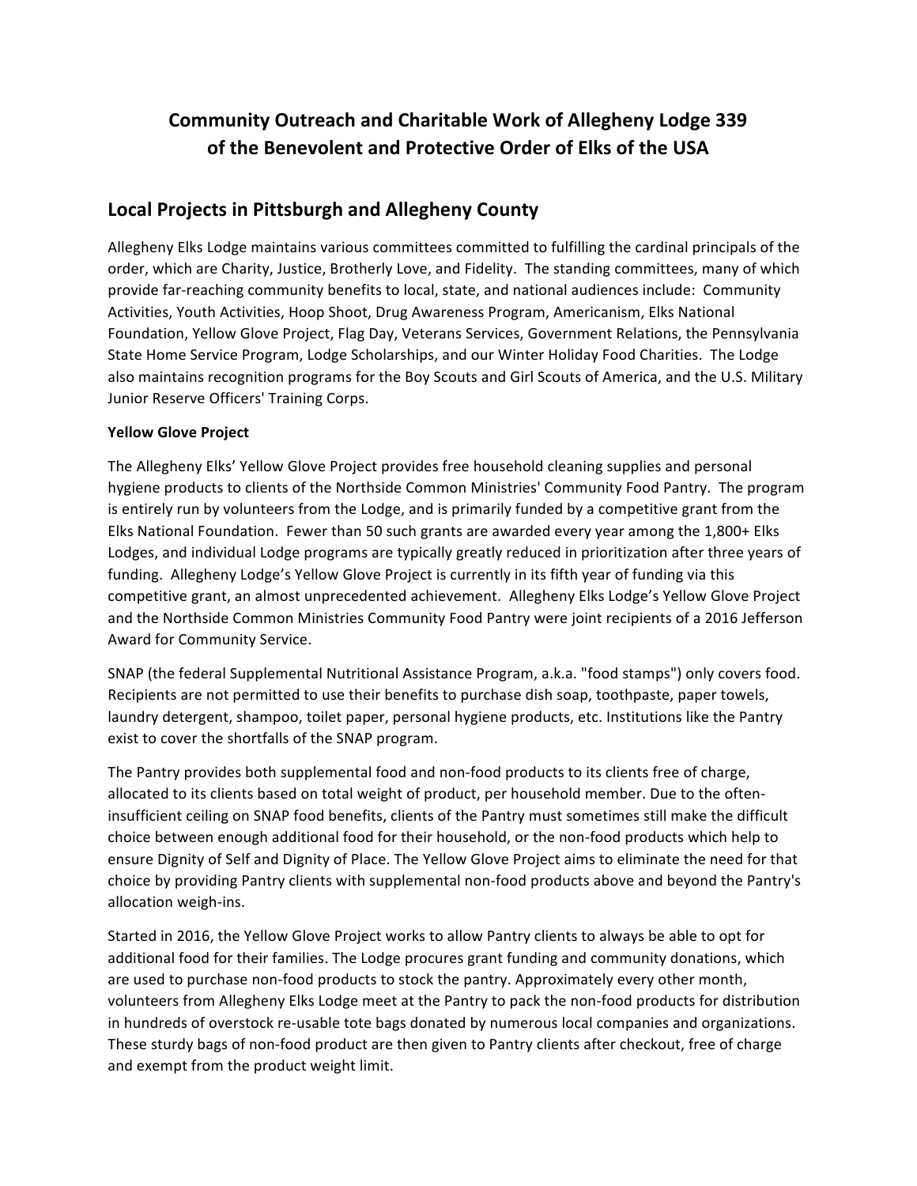# Community Outreach and Charitable Work of Allegheny Lodge 339 of the Benevolent and Protective Order of Elks of the USA

## Local Projects in Pittsburgh and Allegheny County

Allegheny Elks Lodge maintains various committees committed to fulfilling the cardinal principals of the order, which are Charity, Justice, Brotherly Love, and Fidelity. The standing committees, many of which provide far-reaching community benefits to local, state, and national audiences include: Community Activities, Youth Activities, Hoop Shoot, Drug Awareness Program, Americanism, Elks National Foundation, Yellow Glove Project, Flag Day, Veterans Services, Government Relations, the Pennsylvania State Home Service Program, Lodge Scholarships, and our Winter Holiday Food Charities. The Lodge also maintains recognition programs for the Boy Scouts and Girl Scouts of America, and the U.S. Military Junior Reserve Officers' Training Corps.

**Yellow Glove Project**

The Allegheny Elks' Yellow Glove Project provides free household cleaning supplies and personal hygiene products to clients of the Northside Common Ministries' Community Food Pantry. The program is entirely run by volunteers from the Lodge, and is primarily funded by a competitive grant from the Elks National Foundation. Fewer than 50 such grants are awarded every year among the 1,800+ Elks Lodges, and individual Lodge programs are typically greatly reduced in prioritization after three years of funding. Allegheny Lodge's Yellow Glove Project is currently in its fifth year of funding via this competitive grant, an almost unprecedented achievement. Allegheny Elks Lodge's Yellow Glove Project and the Northside Common Ministries Community Food Pantry were joint recipients of a 2016 Jefferson Award for Community Service.

SNAP (the federal Supplemental Nutritional Assistance Program, a.k.a. "food stamps") only covers food. Recipients are not permitted to use their benefits to purchase dish soap, toothpaste, paper towels, laundry detergent, shampoo, toilet paper, personal hygiene products, etc. Institutions like the Pantry exist to cover the shortfalls of the SNAP program.

The Pantry provides both supplemental food and non-food products to its clients free of charge, allocated to its clients based on total weight of product, per household member. Due to the often-insufficient ceiling on SNAP food benefits, clients of the Pantry must sometimes still make the difficult choice between enough additional food for their household, or the non-food products which help to ensure Dignity of Self and Dignity of Place. The Yellow Glove Project aims to eliminate the need for that choice by providing Pantry clients with supplemental non-food products above and beyond the Pantry's allocation weigh-ins.

Started in 2016, the Yellow Glove Project works to allow Pantry clients to always be able to opt for additional food for their families. The Lodge procures grant funding and community donations, which are used to purchase non-food products to stock the pantry. Approximately every other month, volunteers from Allegheny Elks Lodge meet at the Pantry to pack the non-food products for distribution in hundreds of overstock re-usable tote bags donated by numerous local companies and organizations. These sturdy bags of non-food product are then given to Pantry clients after checkout, free of charge and exempt from the product weight limit.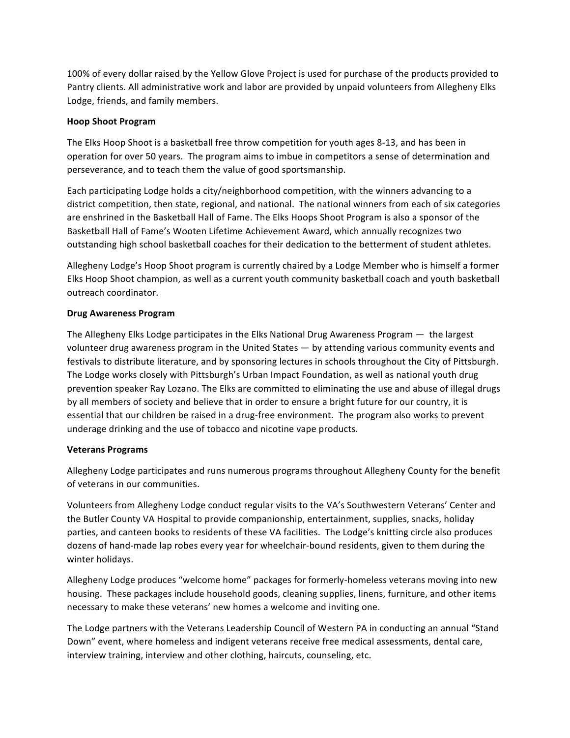100% of every dollar raised by the Yellow Glove Project is used for purchase of the products provided to Pantry clients. All administrative work and labor are provided by unpaid volunteers from Allegheny Elks Lodge, friends, and family members.

**Hoop Shoot Program**

The Elks Hoop Shoot is a basketball free throw competition for youth ages 8-13, and has been in operation for over 50 years. The program aims to imbue in competitors a sense of determination and perseverance, and to teach them the value of good sportsmanship.

Each participating Lodge holds a city/neighborhood competition, with the winners advancing to a district competition, then state, regional, and national. The national winners from each of six categories are enshrined in the Basketball Hall of Fame. The Elks Hoops Shoot Program is also a sponsor of the Basketball Hall of Fame's Wooten Lifetime Achievement Award, which annually recognizes two outstanding high school basketball coaches for their dedication to the betterment of student athletes.

Allegheny Lodge's Hoop Shoot program is currently chaired by a Lodge Member who is himself a former Elks Hoop Shoot champion, as well as a current youth community basketball coach and youth basketball outreach coordinator.

**Drug Awareness Program**

The Allegheny Elks Lodge participates in the Elks National Drug Awareness Program — the largest volunteer drug awareness program in the United States — by attending various community events and festivals to distribute literature, and by sponsoring lectures in schools throughout the City of Pittsburgh. The Lodge works closely with Pittsburgh's Urban Impact Foundation, as well as national youth drug prevention speaker Ray Lozano. The Elks are committed to eliminating the use and abuse of illegal drugs by all members of society and believe that in order to ensure a bright future for our country, it is essential that our children be raised in a drug-free environment. The program also works to prevent underage drinking and the use of tobacco and nicotine vape products.

**Veterans Programs**

Allegheny Lodge participates and runs numerous programs throughout Allegheny County for the benefit of veterans in our communities.

Volunteers from Allegheny Lodge conduct regular visits to the VA's Southwestern Veterans' Center and the Butler County VA Hospital to provide companionship, entertainment, supplies, snacks, holiday parties, and canteen books to residents of these VA facilities. The Lodge's knitting circle also produces dozens of hand-made lap robes every year for wheelchair-bound residents, given to them during the winter holidays.

Allegheny Lodge produces "welcome home" packages for formerly-homeless veterans moving into new housing. These packages include household goods, cleaning supplies, linens, furniture, and other items necessary to make these veterans' new homes a welcome and inviting one.

The Lodge partners with the Veterans Leadership Council of Western PA in conducting an annual "Stand Down" event, where homeless and indigent veterans receive free medical assessments, dental care, interview training, interview and other clothing, haircuts, counseling, etc.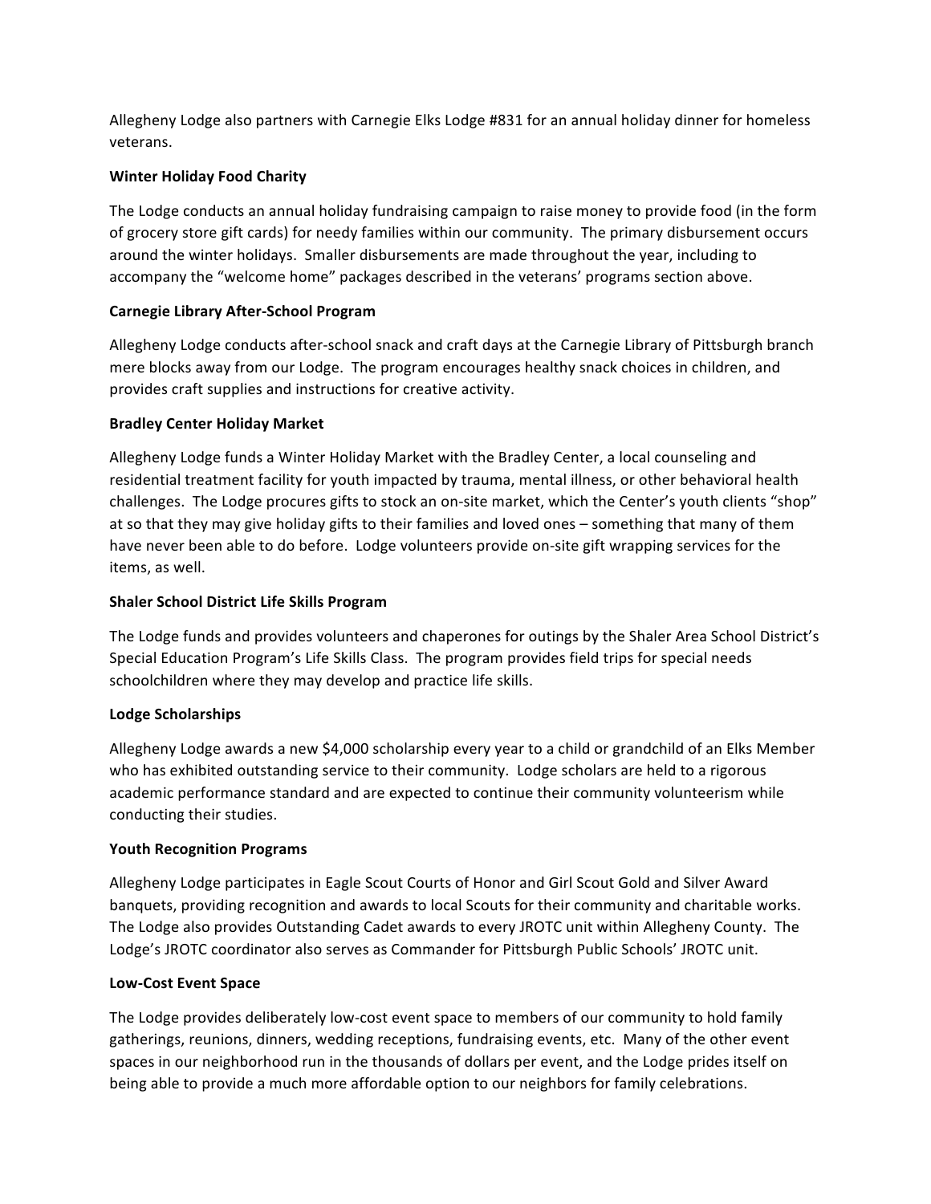Allegheny Lodge also partners with Carnegie Elks Lodge #831 for an annual holiday dinner for homeless veterans.

**Winter Holiday Food Charity**

The Lodge conducts an annual holiday fundraising campaign to raise money to provide food (in the form of grocery store gift cards) for needy families within our community. The primary disbursement occurs around the winter holidays. Smaller disbursements are made throughout the year, including to accompany the "welcome home" packages described in the veterans' programs section above.

**Carnegie Library After-School Program**

Allegheny Lodge conducts after-school snack and craft days at the Carnegie Library of Pittsburgh branch mere blocks away from our Lodge. The program encourages healthy snack choices in children, and provides craft supplies and instructions for creative activity.

**Bradley Center Holiday Market**

Allegheny Lodge funds a Winter Holiday Market with the Bradley Center, a local counseling and residential treatment facility for youth impacted by trauma, mental illness, or other behavioral health challenges. The Lodge procures gifts to stock an on-site market, which the Center's youth clients "shop" at so that they may give holiday gifts to their families and loved ones – something that many of them have never been able to do before. Lodge volunteers provide on-site gift wrapping services for the items, as well.

**Shaler School District Life Skills Program**

The Lodge funds and provides volunteers and chaperones for outings by the Shaler Area School District's Special Education Program's Life Skills Class. The program provides field trips for special needs schoolchildren where they may develop and practice life skills.

**Lodge Scholarships**

Allegheny Lodge awards a new $4,000 scholarship every year to a child or grandchild of an Elks Member who has exhibited outstanding service to their community. Lodge scholars are held to a rigorous academic performance standard and are expected to continue their community volunteerism while conducting their studies.

**Youth Recognition Programs**

Allegheny Lodge participates in Eagle Scout Courts of Honor and Girl Scout Gold and Silver Award banquets, providing recognition and awards to local Scouts for their community and charitable works. The Lodge also provides Outstanding Cadet awards to every JROTC unit within Allegheny County. The Lodge's JROTC coordinator also serves as Commander for Pittsburgh Public Schools' JROTC unit.

**Low-Cost Event Space**

The Lodge provides deliberately low-cost event space to members of our community to hold family gatherings, reunions, dinners, wedding receptions, fundraising events, etc. Many of the other event spaces in our neighborhood run in the thousands of dollars per event, and the Lodge prides itself on being able to provide a much more affordable option to our neighbors for family celebrations.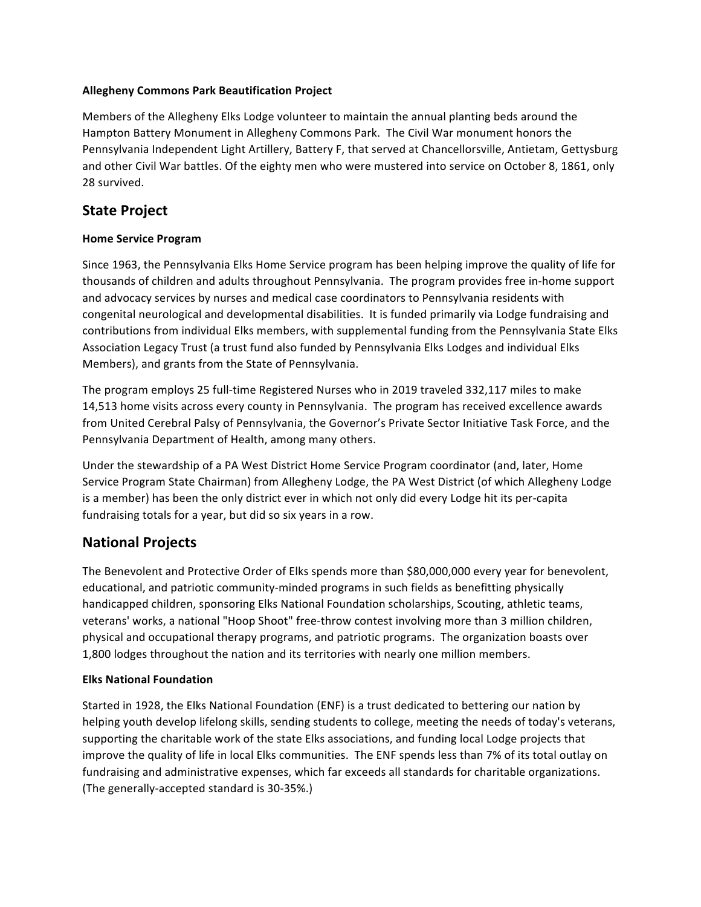**Allegheny Commons Park Beautification Project**

Members of the Allegheny Elks Lodge volunteer to maintain the annual planting beds around the Hampton Battery Monument in Allegheny Commons Park. The Civil War monument honors the Pennsylvania Independent Light Artillery, Battery F, that served at Chancellorsville, Antietam, Gettysburg and other Civil War battles. Of the eighty men who were mustered into service on October 8, 1861, only 28 survived.

## State Project

**Home Service Program**

Since 1963, the Pennsylvania Elks Home Service program has been helping improve the quality of life for thousands of children and adults throughout Pennsylvania. The program provides free in-home support and advocacy services by nurses and medical case coordinators to Pennsylvania residents with congenital neurological and developmental disabilities. It is funded primarily via Lodge fundraising and contributions from individual Elks members, with supplemental funding from the Pennsylvania State Elks Association Legacy Trust (a trust fund also funded by Pennsylvania Elks Lodges and individual Elks Members), and grants from the State of Pennsylvania.

The program employs 25 full-time Registered Nurses who in 2019 traveled 332,117 miles to make 14,513 home visits across every county in Pennsylvania. The program has received excellence awards from United Cerebral Palsy of Pennsylvania, the Governor's Private Sector Initiative Task Force, and the Pennsylvania Department of Health, among many others.

Under the stewardship of a PA West District Home Service Program coordinator (and, later, Home Service Program State Chairman) from Allegheny Lodge, the PA West District (of which Allegheny Lodge is a member) has been the only district ever in which not only did every Lodge hit its per-capita fundraising totals for a year, but did so six years in a row.

## National Projects

The Benevolent and Protective Order of Elks spends more than $80,000,000 every year for benevolent, educational, and patriotic community-minded programs in such fields as benefitting physically handicapped children, sponsoring Elks National Foundation scholarships, Scouting, athletic teams, veterans' works, a national "Hoop Shoot" free-throw contest involving more than 3 million children, physical and occupational therapy programs, and patriotic programs. The organization boasts over 1,800 lodges throughout the nation and its territories with nearly one million members.

**Elks National Foundation**

Started in 1928, the Elks National Foundation (ENF) is a trust dedicated to bettering our nation by helping youth develop lifelong skills, sending students to college, meeting the needs of today's veterans, supporting the charitable work of the state Elks associations, and funding local Lodge projects that improve the quality of life in local Elks communities. The ENF spends less than 7% of its total outlay on fundraising and administrative expenses, which far exceeds all standards for charitable organizations. (The generally-accepted standard is 30-35%.)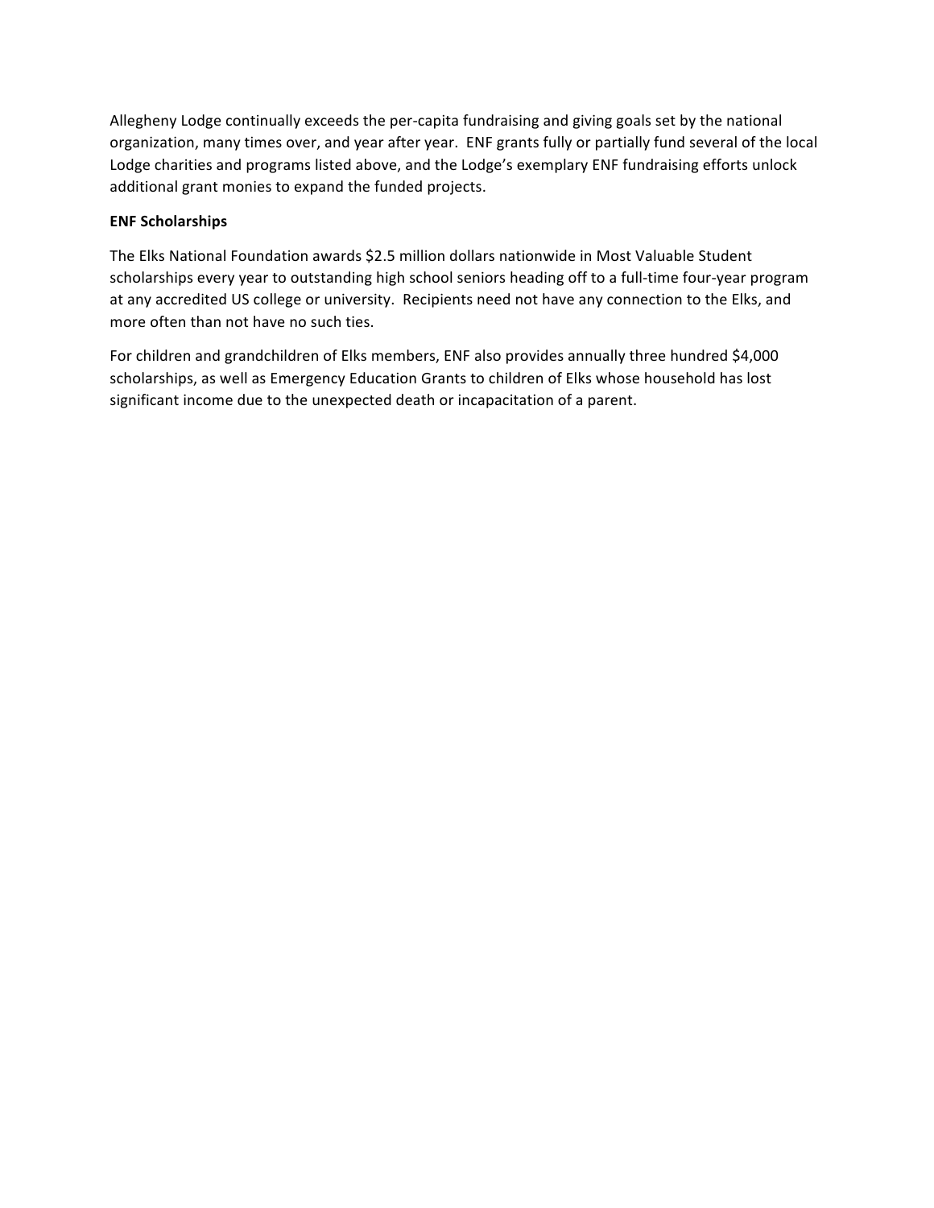Allegheny Lodge continually exceeds the per-capita fundraising and giving goals set by the national organization, many times over, and year after year. ENF grants fully or partially fund several of the local Lodge charities and programs listed above, and the Lodge's exemplary ENF fundraising efforts unlock additional grant monies to expand the funded projects.

**ENF Scholarships**

The Elks National Foundation awards $2.5 million dollars nationwide in Most Valuable Student scholarships every year to outstanding high school seniors heading off to a full-time four-year program at any accredited US college or university. Recipients need not have any connection to the Elks, and more often than not have no such ties.

For children and grandchildren of Elks members, ENF also provides annually three hundred $4,000 scholarships, as well as Emergency Education Grants to children of Elks whose household has lost significant income due to the unexpected death or incapacitation of a parent.